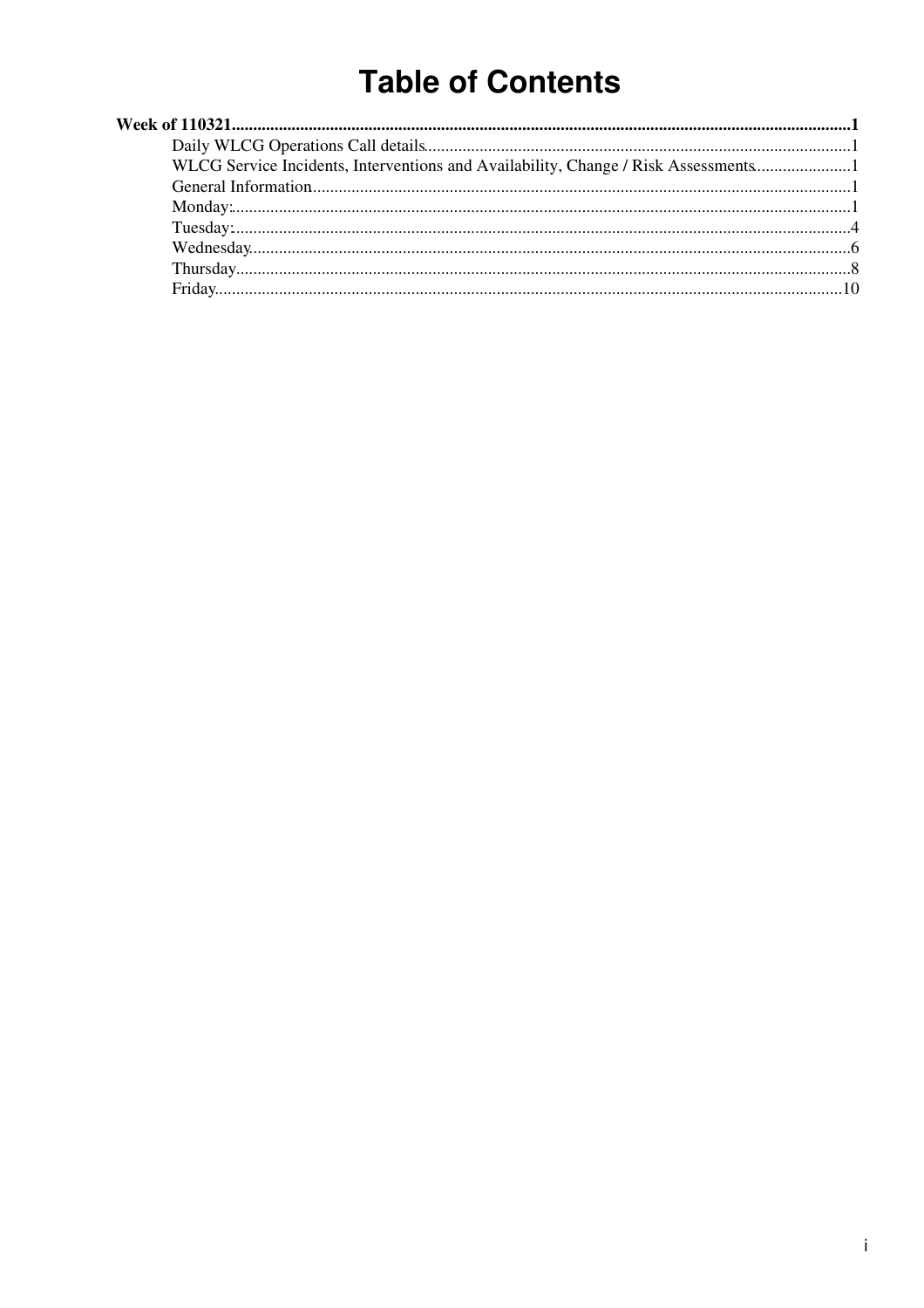# Table of Contents

**Week of 110321** ........................................................................................................ **1**

- Daily WLCG Operations Call details ........................................................................ 1
- WLCG Service Incidents, Interventions and Availability, Change / Risk Assessments ........ 1
- General Information ................................................................................................ 1
- Monday: ................................................................................................................. 1
- Tuesday: ................................................................................................................ 4
- Wednesday ............................................................................................................ 6
- Thursday ................................................................................................................ 8
- Friday .................................................................................................................... 10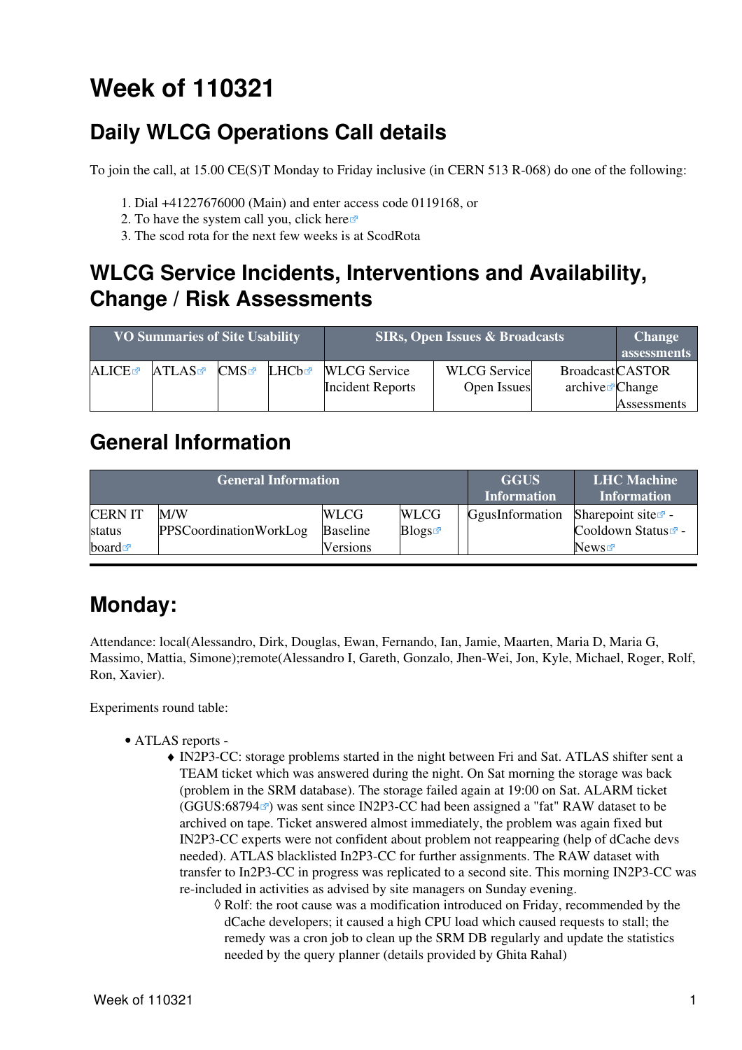# Week of 110321

## Daily WLCG Operations Call details

To join the call, at 15.00 CE(S)T Monday to Friday inclusive (in CERN 513 R-068) do one of the following:

1. Dial +41227676000 (Main) and enter access code 0119168, or
2. To have the system call you, click here
3. The scod rota for the next few weeks is at ScodRota

## WLCG Service Incidents, Interventions and Availability, Change / Risk Assessments

| VO Summaries of Site Usability | | | | SIRs, Open Issues & Broadcasts | | | Change assessments |
|---|---|---|---|---|---|---|---|
| ALICE | ATLAS | CMS | LHCb | WLCG Service Incident Reports | WLCG Service Open Issues | Broadcast archive | CASTOR Change Assessments |

## General Information

| General Information | | | | | GGUS Information | LHC Machine Information |
|---|---|---|---|---|---|---|
| CERN IT status board | M/W PPSCoordinationWorkLog | WLCG Baseline Versions | WLCG Blogs | | GgusInformation | Sharepoint site - Cooldown Status - News |

---

## Monday:

Attendance: local(Alessandro, Dirk, Douglas, Ewan, Fernando, Ian, Jamie, Maarten, Maria D, Maria G, Massimo, Mattia, Simone);remote(Alessandro I, Gareth, Gonzalo, Jhen-Wei, Jon, Kyle, Michael, Roger, Rolf, Ron, Xavier).

Experiments round table:

- ATLAS reports -
    - IN2P3-CC: storage problems started in the night between Fri and Sat. ATLAS shifter sent a TEAM ticket which was answered during the night. On Sat morning the storage was back (problem in the SRM database). The storage failed again at 19:00 on Sat. ALARM ticket (GGUS:68794) was sent since IN2P3-CC had been assigned a "fat" RAW dataset to be archived on tape. Ticket answered almost immediately, the problem was again fixed but IN2P3-CC experts were not confident about problem not reappearing (help of dCache devs needed). ATLAS blacklisted In2P3-CC for further assignments. The RAW dataset with transfer to In2P3-CC in progress was replicated to a second site. This morning IN2P3-CC was re-included in activities as advised by site managers on Sunday evening.
        - Rolf: the root cause was a modification introduced on Friday, recommended by the dCache developers; it caused a high CPU load which caused requests to stall; the remedy was a cron job to clean up the SRM DB regularly and update the statistics needed by the query planner (details provided by Ghita Rahal)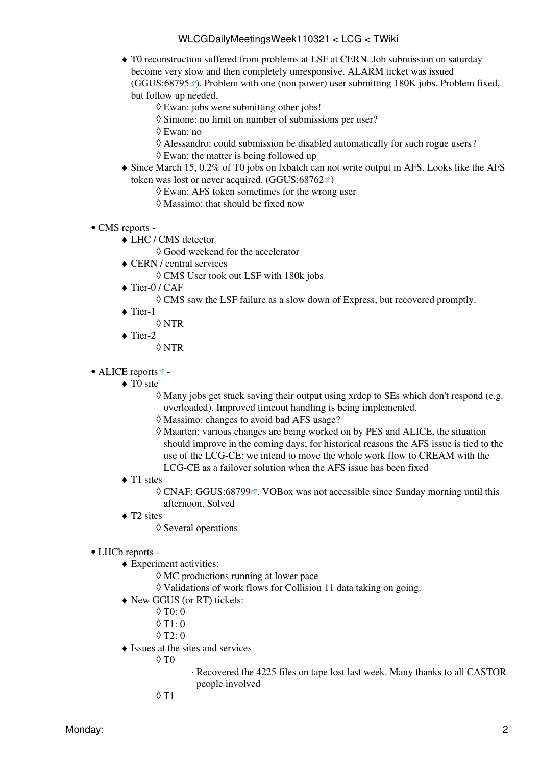- T0 reconstruction suffered from problems at LSF at CERN. Job submission on saturday become very slow and then completely unresponsive. ALARM ticket was issued (GGUS:68795). Problem with one (non power) user submitting 180K jobs. Problem fixed, but follow up needed.
    - Ewan: jobs were submitting other jobs!
    - Simone: no limit on number of submissions per user?
    - Ewan: no
    - Alessandro: could submission be disabled automatically for such rogue users?
    - Ewan: the matter is being followed up
- Since March 15, 0.2% of T0 jobs on lxbatch can not write output in AFS. Looks like the AFS token was lost or never acquired. (GGUS:68762)
    - Ewan: AFS token sometimes for the wrong user
    - Massimo: that should be fixed now

- CMS reports -
    - LHC / CMS detector
        - Good weekend for the accelerator
    - CERN / central services
        - CMS User took out LSF with 180k jobs
    - Tier-0 / CAF
        - CMS saw the LSF failure as a slow down of Express, but recovered promptly.
    - Tier-1
        - NTR
    - Tier-2
        - NTR

- ALICE reports -
    - T0 site
        - Many jobs get stuck saving their output using xrdcp to SEs which don't respond (e.g. overloaded). Improved timeout handling is being implemented.
        - Massimo: changes to avoid bad AFS usage?
        - Maarten: various changes are being worked on by PES and ALICE, the situation should improve in the coming days; for historical reasons the AFS issue is tied to the use of the LCG-CE: we intend to move the whole work flow to CREAM with the LCG-CE as a failover solution when the AFS issue has been fixed
    - T1 sites
        - CNAF: GGUS:68799. VOBox was not accessible since Sunday morning until this afternoon. Solved
    - T2 sites
        - Several operations

- LHCb reports -
    - Experiment activities:
        - MC productions running at lower pace
        - Validations of work flows for Collision 11 data taking on going.
    - New GGUS (or RT) tickets:
        - T0: 0
        - T1: 0
        - T2: 0
    - Issues at the sites and services
        - T0
            - Recovered the 4225 files on tape lost last week. Many thanks to all CASTOR people involved
        - T1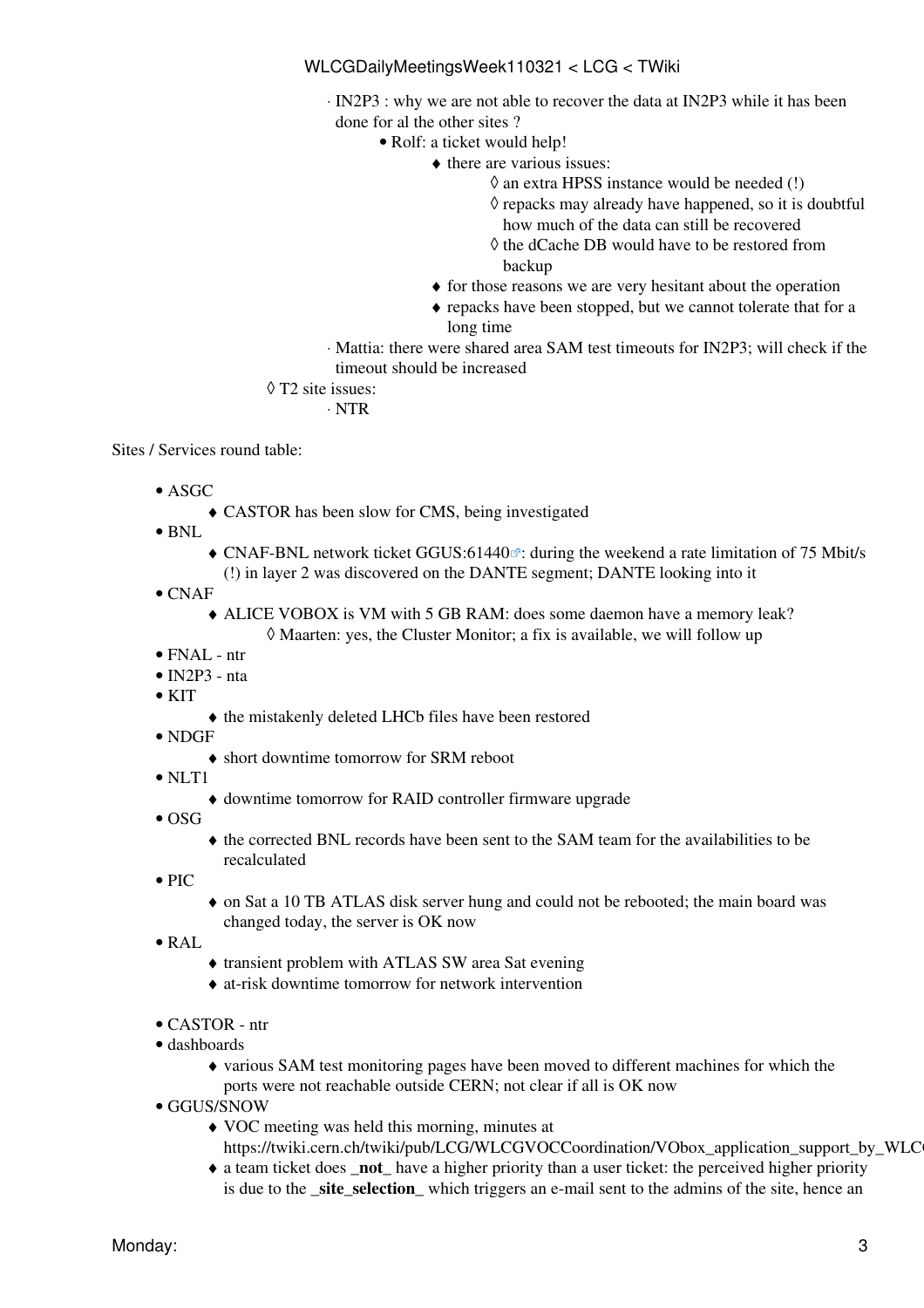- IN2P3 : why we are not able to recover the data at IN2P3 while it has been done for al the other sites ?
  - Rolf: a ticket would help!
    - there are various issues:
      - an extra HPSS instance would be needed (!)
      - repacks may already have happened, so it is doubtful how much of the data can still be recovered
      - the dCache DB would have to be restored from backup
    - for those reasons we are very hesitant about the operation
    - repacks have been stopped, but we cannot tolerate that for a long time
- Mattia: there were shared area SAM test timeouts for IN2P3; will check if the timeout should be increased

- T2 site issues:
  - NTR

Sites / Services round table:

- ASGC
  - CASTOR has been slow for CMS, being investigated
- BNL
  - CNAF-BNL network ticket GGUS:61440: during the weekend a rate limitation of 75 Mbit/s (!) in layer 2 was discovered on the DANTE segment; DANTE looking into it
- CNAF
  - ALICE VOBOX is VM with 5 GB RAM: does some daemon have a memory leak?
    - Maarten: yes, the Cluster Monitor; a fix is available, we will follow up
- FNAL - ntr
- IN2P3 - nta
- KIT
  - the mistakenly deleted LHCb files have been restored
- NDGF
  - short downtime tomorrow for SRM reboot
- NLT1
  - downtime tomorrow for RAID controller firmware upgrade
- OSG
  - the corrected BNL records have been sent to the SAM team for the availabilities to be recalculated
- PIC
  - on Sat a 10 TB ATLAS disk server hung and could not be rebooted; the main board was changed today, the server is OK now
- RAL
  - transient problem with ATLAS SW area Sat evening
  - at-risk downtime tomorrow for network intervention

- CASTOR - ntr
- dashboards
  - various SAM test monitoring pages have been moved to different machines for which the ports were not reachable outside CERN; not clear if all is OK now
- GGUS/SNOW
  - VOC meeting was held this morning, minutes at https://twiki.cern.ch/twiki/pub/LCG/WLCGVOCCoordination/VObox_application_support_by_WLC
  - a team ticket does **_not_** have a higher priority than a user ticket: the perceived higher priority is due to the **_site_selection_** which triggers an e-mail sent to the admins of the site, hence an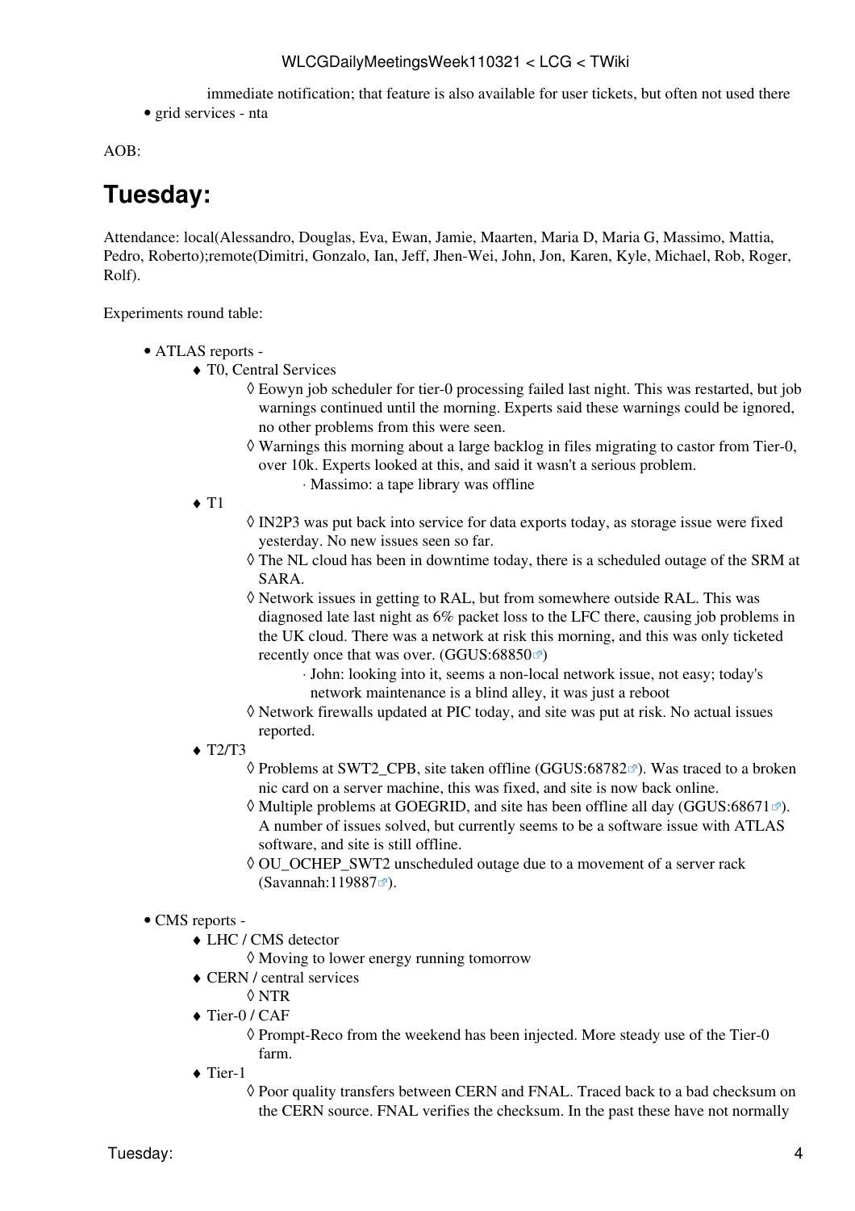immediate notification; that feature is also available for user tickets, but often not used there
- grid services - nta

AOB:

## Tuesday:

Attendance: local(Alessandro, Douglas, Eva, Ewan, Jamie, Maarten, Maria D, Maria G, Massimo, Mattia, Pedro, Roberto);remote(Dimitri, Gonzalo, Ian, Jeff, Jhen-Wei, John, Jon, Karen, Kyle, Michael, Rob, Roger, Rolf).

Experiments round table:

- ATLAS reports -
  - T0, Central Services
    - Eowyn job scheduler for tier-0 processing failed last night. This was restarted, but job warnings continued until the morning. Experts said these warnings could be ignored, no other problems from this were seen.
    - Warnings this morning about a large backlog in files migrating to castor from Tier-0, over 10k. Experts looked at this, and said it wasn't a serious problem.
      - Massimo: a tape library was offline
  - T1
    - IN2P3 was put back into service for data exports today, as storage issue were fixed yesterday. No new issues seen so far.
    - The NL cloud has been in downtime today, there is a scheduled outage of the SRM at SARA.
    - Network issues in getting to RAL, but from somewhere outside RAL. This was diagnosed late last night as 6% packet loss to the LFC there, causing job problems in the UK cloud. There was a network at risk this morning, and this was only ticketed recently once that was over. (GGUS:68850)
      - John: looking into it, seems a non-local network issue, not easy; today's network maintenance is a blind alley, it was just a reboot
    - Network firewalls updated at PIC today, and site was put at risk. No actual issues reported.
  - T2/T3
    - Problems at SWT2_CPB, site taken offline (GGUS:68782). Was traced to a broken nic card on a server machine, this was fixed, and site is now back online.
    - Multiple problems at GOEGRID, and site has been offline all day (GGUS:68671). A number of issues solved, but currently seems to be a software issue with ATLAS software, and site is still offline.
    - OU_OCHEP_SWT2 unscheduled outage due to a movement of a server rack (Savannah:119887).

- CMS reports -
  - LHC / CMS detector
    - Moving to lower energy running tomorrow
  - CERN / central services
    - NTR
  - Tier-0 / CAF
    - Prompt-Reco from the weekend has been injected. More steady use of the Tier-0 farm.
  - Tier-1
    - Poor quality transfers between CERN and FNAL. Traced back to a bad checksum on the CERN source. FNAL verifies the checksum. In the past these have not normally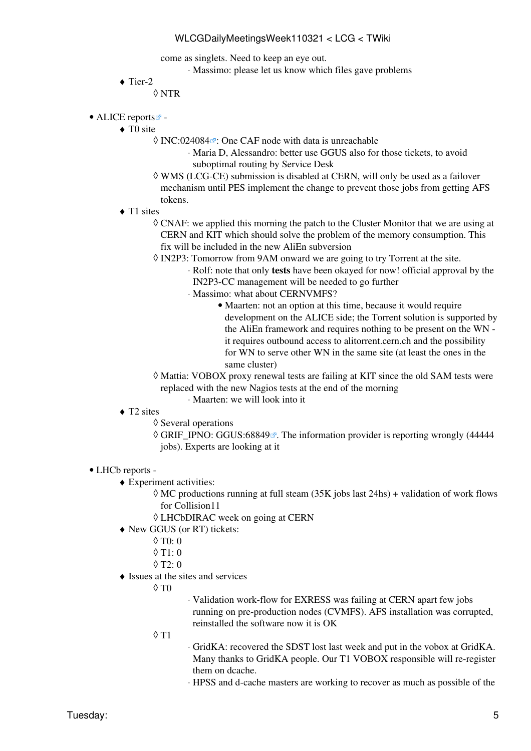come as singlets. Need to keep an eye out.
                - Massimo: please let us know which files gave problems
    - Tier-2
        - NTR

- ALICE reports -
    - T0 site
        - INC:024084: One CAF node with data is unreachable
            - Maria D, Alessandro: better use GGUS also for those tickets, to avoid suboptimal routing by Service Desk
        - WMS (LCG-CE) submission is disabled at CERN, will only be used as a failover mechanism until PES implement the change to prevent those jobs from getting AFS tokens.
    - T1 sites
        - CNAF: we applied this morning the patch to the Cluster Monitor that we are using at CERN and KIT which should solve the problem of the memory consumption. This fix will be included in the new AliEn subversion
        - IN2P3: Tomorrow from 9AM onward we are going to try Torrent at the site.
            - Rolf: note that only **tests** have been okayed for now! official approval by the IN2P3-CC management will be needed to go further
            - Massimo: what about CERNVMFS?
                - Maarten: not an option at this time, because it would require development on the ALICE side; the Torrent solution is supported by the AliEn framework and requires nothing to be present on the WN - it requires outbound access to alitorrent.cern.ch and the possibility for WN to serve other WN in the same site (at least the ones in the same cluster)
        - Mattia: VOBOX proxy renewal tests are failing at KIT since the old SAM tests were replaced with the new Nagios tests at the end of the morning
            - Maarten: we will look into it
    - T2 sites
        - Several operations
        - GRIF_IPNO: GGUS:68849. The information provider is reporting wrongly (44444 jobs). Experts are looking at it

- LHCb reports -
    - Experiment activities:
        - MC productions running at full steam (35K jobs last 24hs) + validation of work flows for Collision11
        - LHCbDIRAC week on going at CERN
    - New GGUS (or RT) tickets:
        - T0: 0
        - T1: 0
        - T2: 0
    - Issues at the sites and services
        - T0
            - Validation work-flow for EXRESS was failing at CERN apart few jobs running on pre-production nodes (CVMFS). AFS installation was corrupted, reinstalled the software now it is OK
        - T1
            - GridKA: recovered the SDST lost last week and put in the vobox at GridKA. Many thanks to GridKA people. Our T1 VOBOX responsible will re-register them on dcache.
            - HPSS and d-cache masters are working to recover as much as possible of the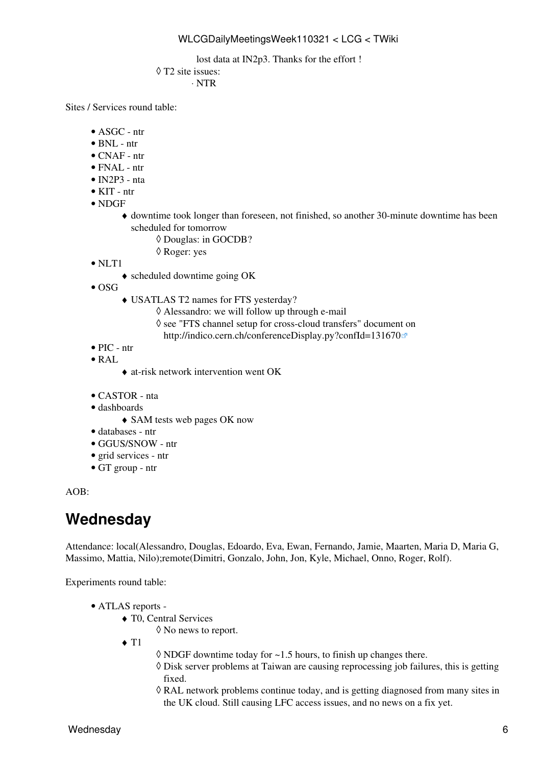lost data at IN2p3. Thanks for the effort !

- T2 site issues:
  - NTR

Sites / Services round table:

- ASGC - ntr
- BNL - ntr
- CNAF - ntr
- FNAL - ntr
- IN2P3 - nta
- KIT - ntr
- NDGF
  - downtime took longer than foreseen, not finished, so another 30-minute downtime has been scheduled for tomorrow
    - Douglas: in GOCDB?
    - Roger: yes
- NLT1
  - scheduled downtime going OK
- OSG
  - USATLAS T2 names for FTS yesterday?
    - Alessandro: we will follow up through e-mail
    - see "FTS channel setup for cross-cloud transfers" document on http://indico.cern.ch/conferenceDisplay.py?confId=131670
- PIC - ntr
- RAL
  - at-risk network intervention went OK

- CASTOR - nta
- dashboards
  - SAM tests web pages OK now
- databases - ntr
- GGUS/SNOW - ntr
- grid services - ntr
- GT group - ntr

AOB:

## Wednesday

Attendance: local(Alessandro, Douglas, Edoardo, Eva, Ewan, Fernando, Jamie, Maarten, Maria D, Maria G, Massimo, Mattia, Nilo);remote(Dimitri, Gonzalo, John, Jon, Kyle, Michael, Onno, Roger, Rolf).

Experiments round table:

- ATLAS reports -
  - T0, Central Services
    - No news to report.
  - T1
    - NDGF downtime today for ~1.5 hours, to finish up changes there.
    - Disk server problems at Taiwan are causing reprocessing job failures, this is getting fixed.
    - RAL network problems continue today, and is getting diagnosed from many sites in the UK cloud. Still causing LFC access issues, and no news on a fix yet.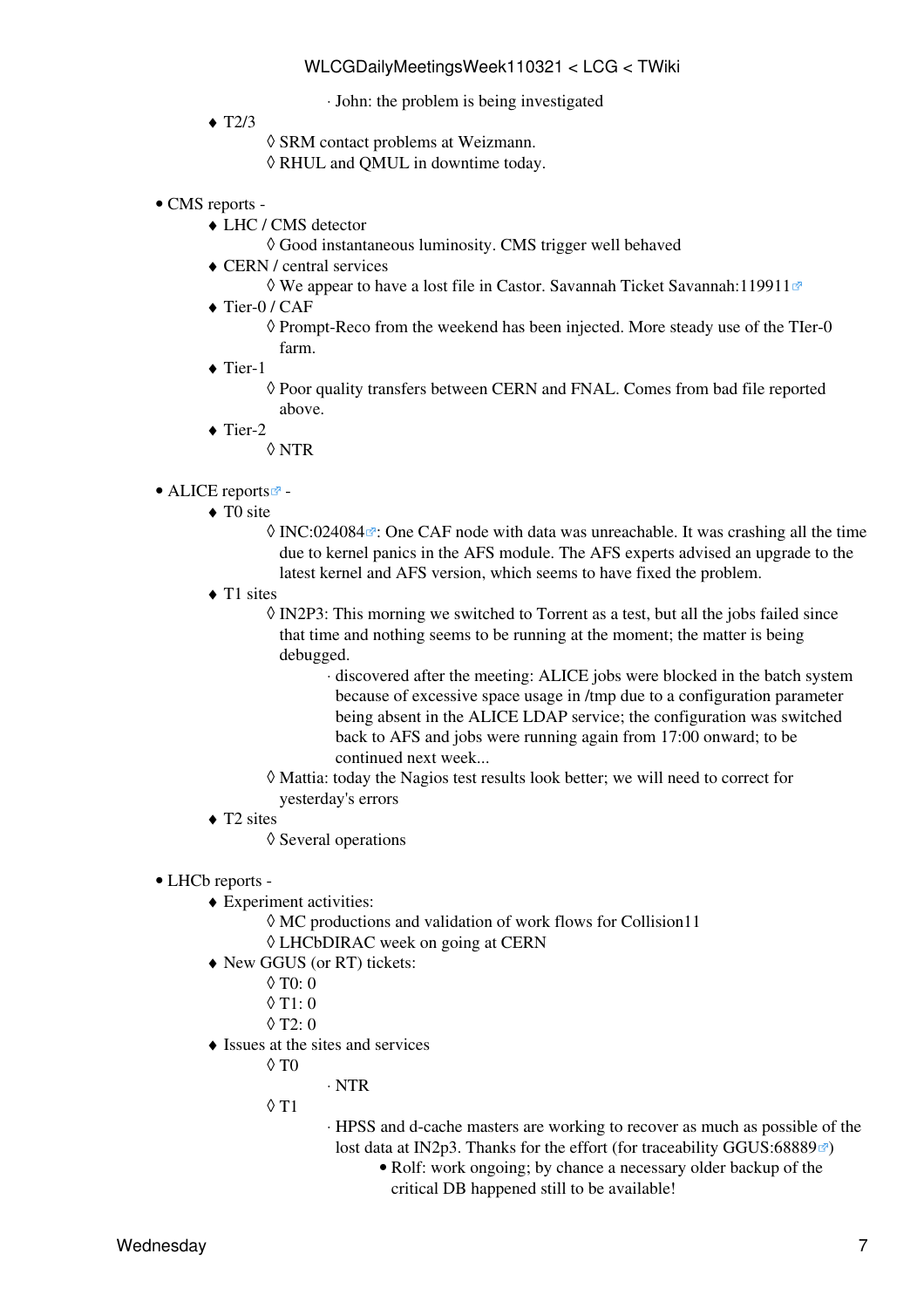- John: the problem is being investigated
    - T2/3
        - SRM contact problems at Weizmann.
        - RHUL and QMUL in downtime today.

- CMS reports -
    - LHC / CMS detector
        - Good instantaneous luminosity. CMS trigger well behaved
    - CERN / central services
        - We appear to have a lost file in Castor. Savannah Ticket Savannah:119911
    - Tier-0 / CAF
        - Prompt-Reco from the weekend has been injected. More steady use of the TIer-0 farm.
    - Tier-1
        - Poor quality transfers between CERN and FNAL. Comes from bad file reported above.
    - Tier-2
        - NTR

- ALICE reports -
    - T0 site
        - INC:024084: One CAF node with data was unreachable. It was crashing all the time due to kernel panics in the AFS module. The AFS experts advised an upgrade to the latest kernel and AFS version, which seems to have fixed the problem.
    - T1 sites
        - IN2P3: This morning we switched to Torrent as a test, but all the jobs failed since that time and nothing seems to be running at the moment; the matter is being debugged.
            - discovered after the meeting: ALICE jobs were blocked in the batch system because of excessive space usage in /tmp due to a configuration parameter being absent in the ALICE LDAP service; the configuration was switched back to AFS and jobs were running again from 17:00 onward; to be continued next week...
        - Mattia: today the Nagios test results look better; we will need to correct for yesterday's errors
    - T2 sites
        - Several operations

- LHCb reports -
    - Experiment activities:
        - MC productions and validation of work flows for Collision11
        - LHCbDIRAC week on going at CERN
    - New GGUS (or RT) tickets:
        - T0: 0
        - T1: 0
        - T2: 0
    - Issues at the sites and services
        - T0
            - NTR
        - T1
            - HPSS and d-cache masters are working to recover as much as possible of the lost data at IN2p3. Thanks for the effort (for traceability GGUS:68889)
                - Rolf: work ongoing; by chance a necessary older backup of the critical DB happened still to be available!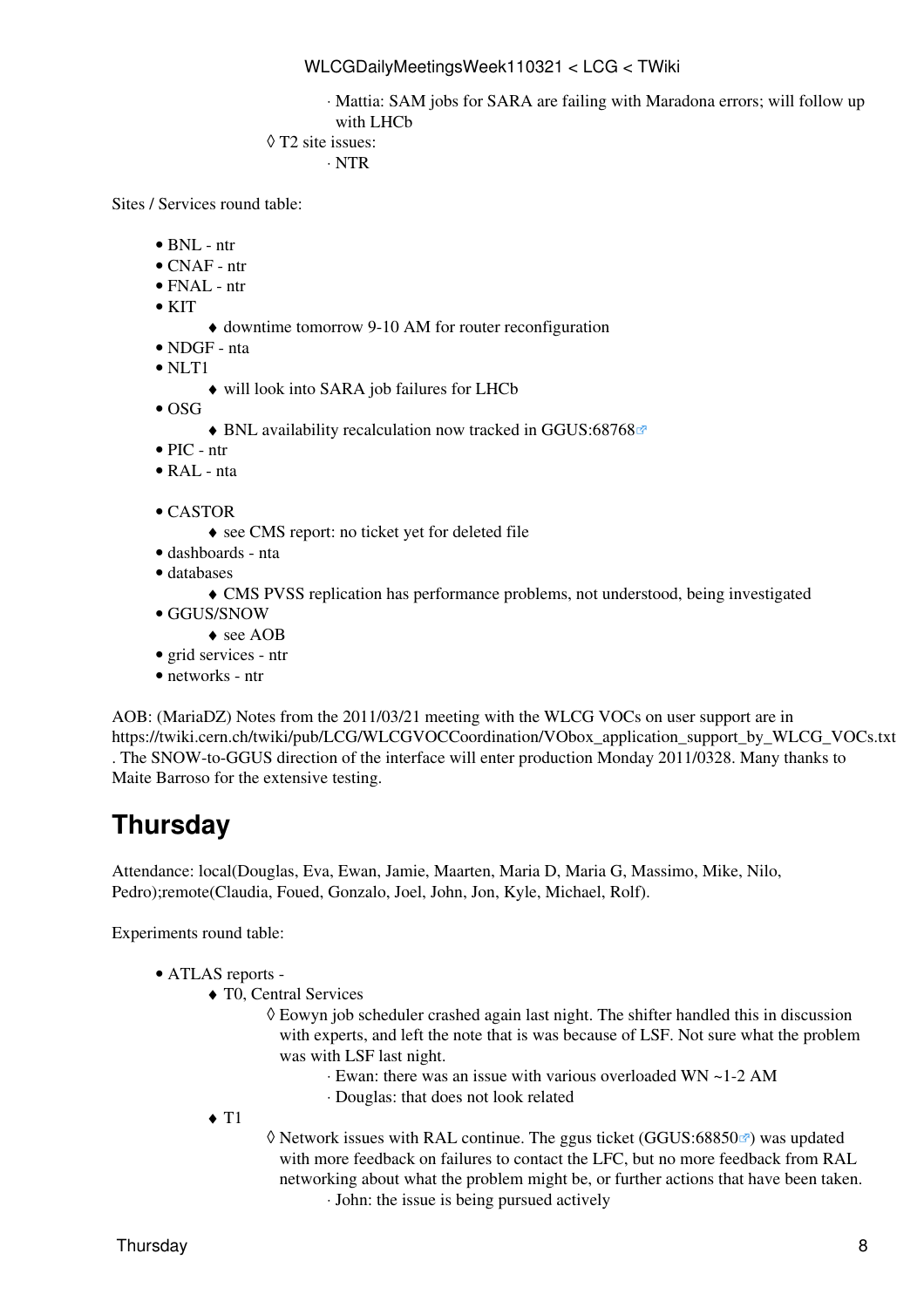- Mattia: SAM jobs for SARA are failing with Maradona errors; will follow up with LHCb
    - T2 site issues:
        - NTR

Sites / Services round table:

- BNL - ntr
- CNAF - ntr
- FNAL - ntr
- KIT
    - downtime tomorrow 9-10 AM for router reconfiguration
- NDGF - nta
- NLT1
    - will look into SARA job failures for LHCb
- OSG
    - BNL availability recalculation now tracked in GGUS:68768
- PIC - ntr
- RAL - nta

- CASTOR
    - see CMS report: no ticket yet for deleted file
- dashboards - nta
- databases
    - CMS PVSS replication has performance problems, not understood, being investigated
- GGUS/SNOW
    - see AOB
- grid services - ntr
- networks - ntr

AOB: (MariaDZ) Notes from the 2011/03/21 meeting with the WLCG VOCs on user support are in https://twiki.cern.ch/twiki/pub/LCG/WLCGVOCCoordination/VObox_application_support_by_WLCG_VOCs.txt . The SNOW-to-GGUS direction of the interface will enter production Monday 2011/0328. Many thanks to Maite Barroso for the extensive testing.

# Thursday

Attendance: local(Douglas, Eva, Ewan, Jamie, Maarten, Maria D, Maria G, Massimo, Mike, Nilo, Pedro);remote(Claudia, Foued, Gonzalo, Joel, John, Jon, Kyle, Michael, Rolf).

Experiments round table:

- ATLAS reports -
    - T0, Central Services
        - Eowyn job scheduler crashed again last night. The shifter handled this in discussion with experts, and left the note that is was because of LSF. Not sure what the problem was with LSF last night.
            - Ewan: there was an issue with various overloaded WN ~1-2 AM
            - Douglas: that does not look related
    - T1
        - Network issues with RAL continue. The ggus ticket (GGUS:68850) was updated with more feedback on failures to contact the LFC, but no more feedback from RAL networking about what the problem might be, or further actions that have been taken.
            - John: the issue is being pursued actively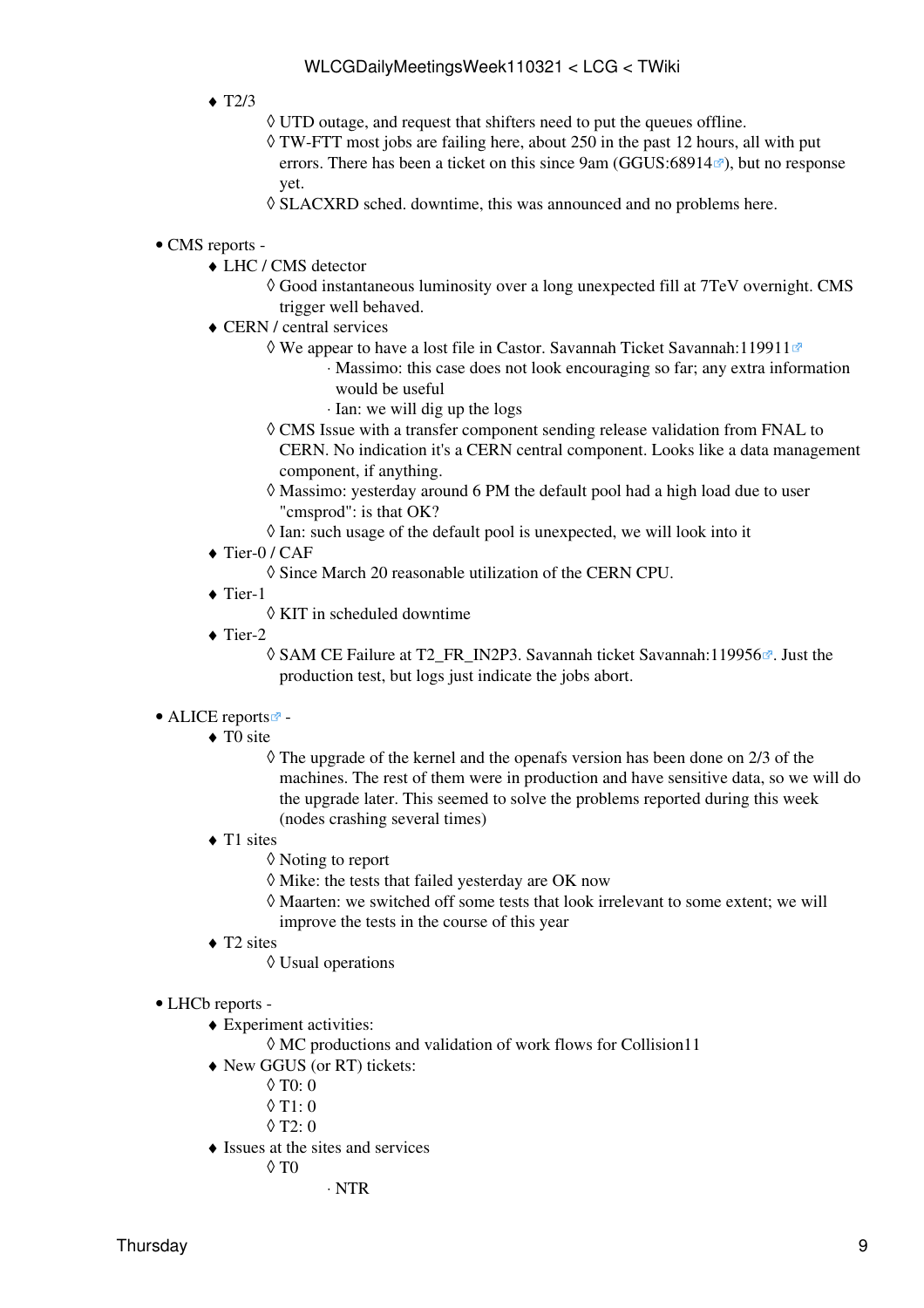- T2/3
    - UTD outage, and request that shifters need to put the queues offline.
    - TW-FTT most jobs are failing here, about 250 in the past 12 hours, all with put errors. There has been a ticket on this since 9am (GGUS:68914), but no response yet.
    - SLACXRD sched. downtime, this was announced and no problems here.

- CMS reports -
    - LHC / CMS detector
        - Good instantaneous luminosity over a long unexpected fill at 7TeV overnight. CMS trigger well behaved.
    - CERN / central services
        - We appear to have a lost file in Castor. Savannah Ticket Savannah:119911
            - Massimo: this case does not look encouraging so far; any extra information would be useful
            - Ian: we will dig up the logs
        - CMS Issue with a transfer component sending release validation from FNAL to CERN. No indication it's a CERN central component. Looks like a data management component, if anything.
        - Massimo: yesterday around 6 PM the default pool had a high load due to user "cmsprod": is that OK?
        - Ian: such usage of the default pool is unexpected, we will look into it
    - Tier-0 / CAF
        - Since March 20 reasonable utilization of the CERN CPU.
    - Tier-1
        - KIT in scheduled downtime
    - Tier-2
        - SAM CE Failure at T2_FR_IN2P3. Savannah ticket Savannah:119956. Just the production test, but logs just indicate the jobs abort.

- ALICE reports -
    - T0 site
        - The upgrade of the kernel and the openafs version has been done on 2/3 of the machines. The rest of them were in production and have sensitive data, so we will do the upgrade later. This seemed to solve the problems reported during this week (nodes crashing several times)
    - T1 sites
        - Noting to report
        - Mike: the tests that failed yesterday are OK now
        - Maarten: we switched off some tests that look irrelevant to some extent; we will improve the tests in the course of this year
    - T2 sites
        - Usual operations

- LHCb reports -
    - Experiment activities:
        - MC productions and validation of work flows for Collision11
    - New GGUS (or RT) tickets:
        - T0: 0
        - T1: 0
        - T2: 0
    - Issues at the sites and services
        - T0
            - NTR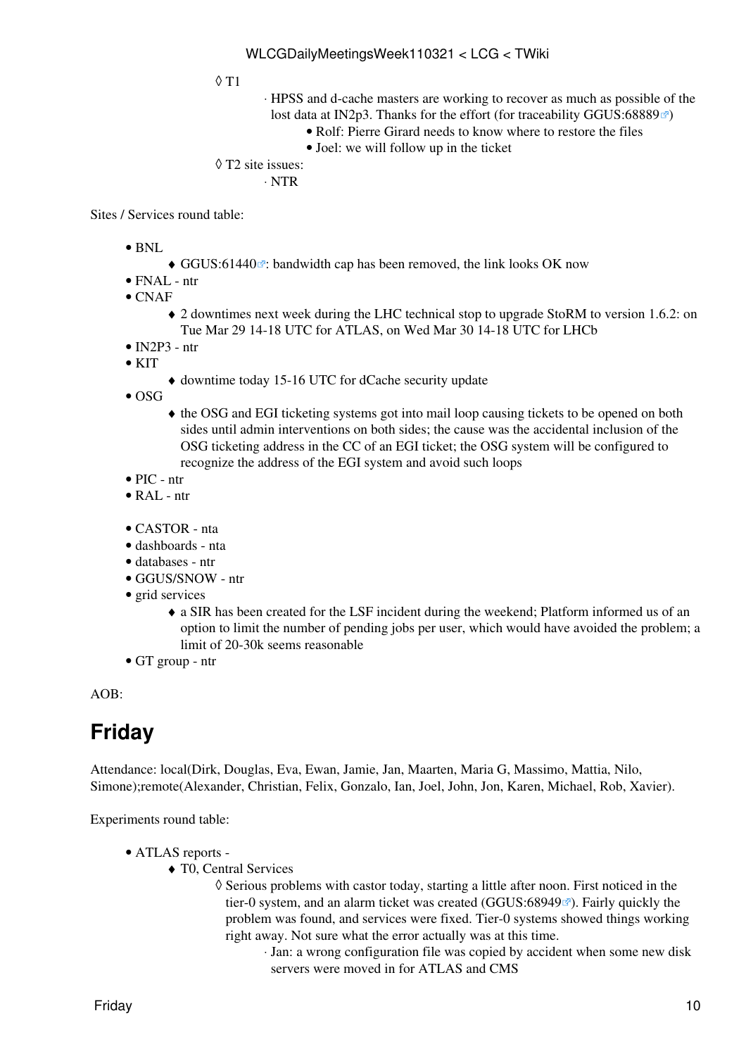- T1
    - HPSS and d-cache masters are working to recover as much as possible of the lost data at IN2p3. Thanks for the effort (for traceability GGUS:68889)
        - Rolf: Pierre Girard needs to know where to restore the files
        - Joel: we will follow up in the ticket
- T2 site issues:
    - NTR

Sites / Services round table:

- BNL
    - GGUS:61440: bandwidth cap has been removed, the link looks OK now
- FNAL - ntr
- CNAF
    - 2 downtimes next week during the LHC technical stop to upgrade StoRM to version 1.6.2: on Tue Mar 29 14-18 UTC for ATLAS, on Wed Mar 30 14-18 UTC for LHCb
- IN2P3 - ntr
- KIT
    - downtime today 15-16 UTC for dCache security update
- OSG
    - the OSG and EGI ticketing systems got into mail loop causing tickets to be opened on both sides until admin interventions on both sides; the cause was the accidental inclusion of the OSG ticketing address in the CC of an EGI ticket; the OSG system will be configured to recognize the address of the EGI system and avoid such loops
- PIC - ntr
- RAL - ntr

- CASTOR - nta
- dashboards - nta
- databases - ntr
- GGUS/SNOW - ntr
- grid services
    - a SIR has been created for the LSF incident during the weekend; Platform informed us of an option to limit the number of pending jobs per user, which would have avoided the problem; a limit of 20-30k seems reasonable
- GT group - ntr

AOB:

## Friday

Attendance: local(Dirk, Douglas, Eva, Ewan, Jamie, Jan, Maarten, Maria G, Massimo, Mattia, Nilo, Simone);remote(Alexander, Christian, Felix, Gonzalo, Ian, Joel, John, Jon, Karen, Michael, Rob, Xavier).

Experiments round table:

- ATLAS reports -
    - T0, Central Services
        - Serious problems with castor today, starting a little after noon. First noticed in the tier-0 system, and an alarm ticket was created (GGUS:68949). Fairly quickly the problem was found, and services were fixed. Tier-0 systems showed things working right away. Not sure what the error actually was at this time.
            - Jan: a wrong configuration file was copied by accident when some new disk servers were moved in for ATLAS and CMS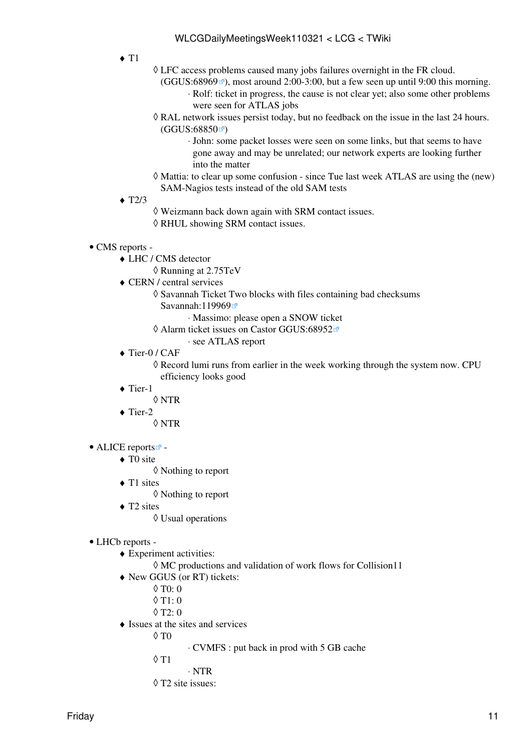- T1
  - LFC access problems caused many jobs failures overnight in the FR cloud. (GGUS:68969), most around 2:00-3:00, but a few seen up until 9:00 this morning.
    - Rolf: ticket in progress, the cause is not clear yet; also some other problems were seen for ATLAS jobs
  - RAL network issues persist today, but no feedback on the issue in the last 24 hours. (GGUS:68850)
    - John: some packet losses were seen on some links, but that seems to have gone away and may be unrelated; our network experts are looking further into the matter
  - Mattia: to clear up some confusion - since Tue last week ATLAS are using the (new) SAM-Nagios tests instead of the old SAM tests
- T2/3
  - Weizmann back down again with SRM contact issues.
  - RHUL showing SRM contact issues.

- CMS reports -
  - LHC / CMS detector
    - Running at 2.75TeV
  - CERN / central services
    - Savannah Ticket Two blocks with files containing bad checksums Savannah:119969
      - Massimo: please open a SNOW ticket
    - Alarm ticket issues on Castor GGUS:68952
      - see ATLAS report
  - Tier-0 / CAF
    - Record lumi runs from earlier in the week working through the system now. CPU efficiency looks good
  - Tier-1
    - NTR
  - Tier-2
    - NTR

- ALICE reports -
  - T0 site
    - Nothing to report
  - T1 sites
    - Nothing to report
  - T2 sites
    - Usual operations

- LHCb reports -
  - Experiment activities:
    - MC productions and validation of work flows for Collision11
  - New GGUS (or RT) tickets:
    - T0: 0
    - T1: 0
    - T2: 0
  - Issues at the sites and services
    - T0
      - CVMFS : put back in prod with 5 GB cache
    - T1
      - NTR
    - T2 site issues: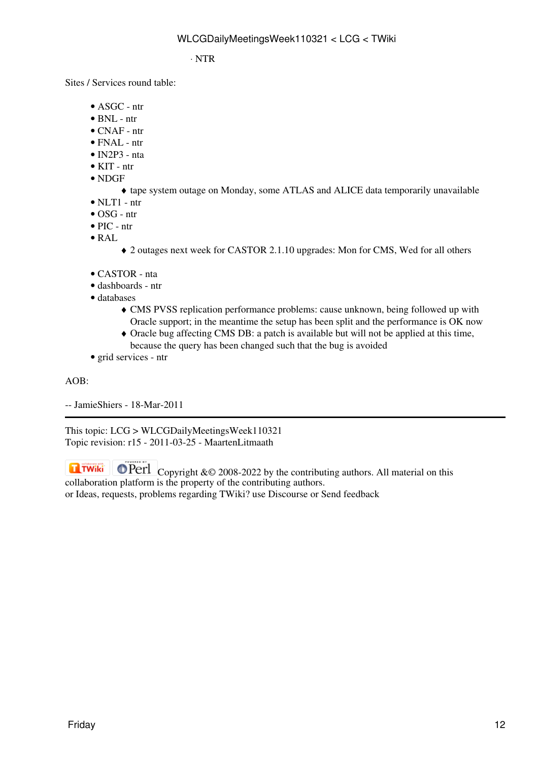· NTR

Sites / Services round table:

- ASGC - ntr
- BNL - ntr
- CNAF - ntr
- FNAL - ntr
- IN2P3 - nta
- KIT - ntr
- NDGF
    - tape system outage on Monday, some ATLAS and ALICE data temporarily unavailable
- NLT1 - ntr
- OSG - ntr
- PIC - ntr
- RAL
    - 2 outages next week for CASTOR 2.1.10 upgrades: Mon for CMS, Wed for all others

- CASTOR - nta
- dashboards - ntr
- databases
    - CMS PVSS replication performance problems: cause unknown, being followed up with Oracle support; in the meantime the setup has been split and the performance is OK now
    - Oracle bug affecting CMS DB: a patch is available but will not be applied at this time, because the query has been changed such that the bug is avoided
- grid services - ntr

AOB:

-- JamieShiers - 18-Mar-2011

---

This topic: LCG > WLCGDailyMeetingsWeek110321
Topic revision: r15 - 2011-03-25 - MaartenLitmaath

Copyright &© 2008-2022 by the contributing authors. All material on this collaboration platform is the property of the contributing authors.
or Ideas, requests, problems regarding TWiki? use Discourse or Send feedback